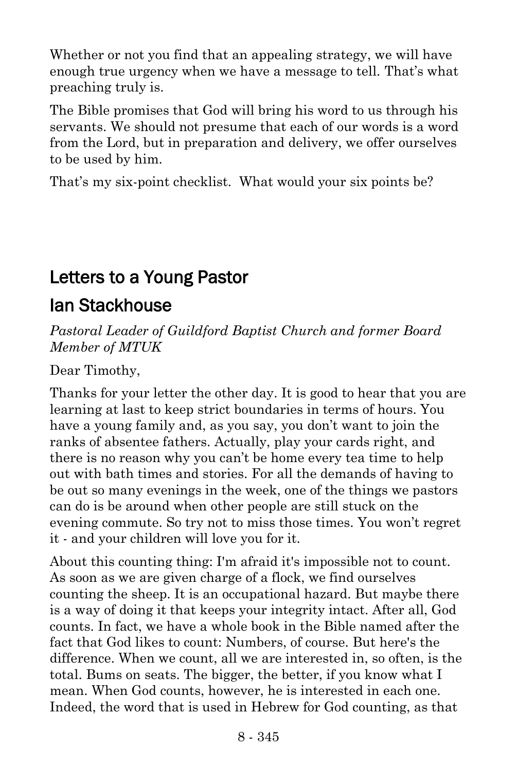Whether or not you find that an appealing strategy, we will have enough true urgency when we have a message to tell. That's what preaching truly is.

The Bible promises that God will bring his word to us through his servants. We should not presume that each of our words is a word from the Lord, but in preparation and delivery, we offer ourselves to be used by him.

That's my six-point checklist. What would your six points be?

## Letters to a Young Pastor

## Ian Stackhouse

*Pastoral Leader of Guildford Baptist Church and former Board Member of MTUK*

Dear Timothy,

Thanks for your letter the other day. It is good to hear that you are learning at last to keep strict boundaries in terms of hours. You have a young family and, as you say, you don't want to join the ranks of absentee fathers. Actually, play your cards right, and there is no reason why you can't be home every tea time to help out with bath times and stories. For all the demands of having to be out so many evenings in the week, one of the things we pastors can do is be around when other people are still stuck on the evening commute. So try not to miss those times. You won't regret it - and your children will love you for it.

About this counting thing: I'm afraid it's impossible not to count. As soon as we are given charge of a flock, we find ourselves counting the sheep. It is an occupational hazard. But maybe there is a way of doing it that keeps your integrity intact. After all, God counts. In fact, we have a whole book in the Bible named after the fact that God likes to count: Numbers, of course. But here's the difference. When we count, all we are interested in, so often, is the total. Bums on seats. The bigger, the better, if you know what I mean. When God counts, however, he is interested in each one. Indeed, the word that is used in Hebrew for God counting, as that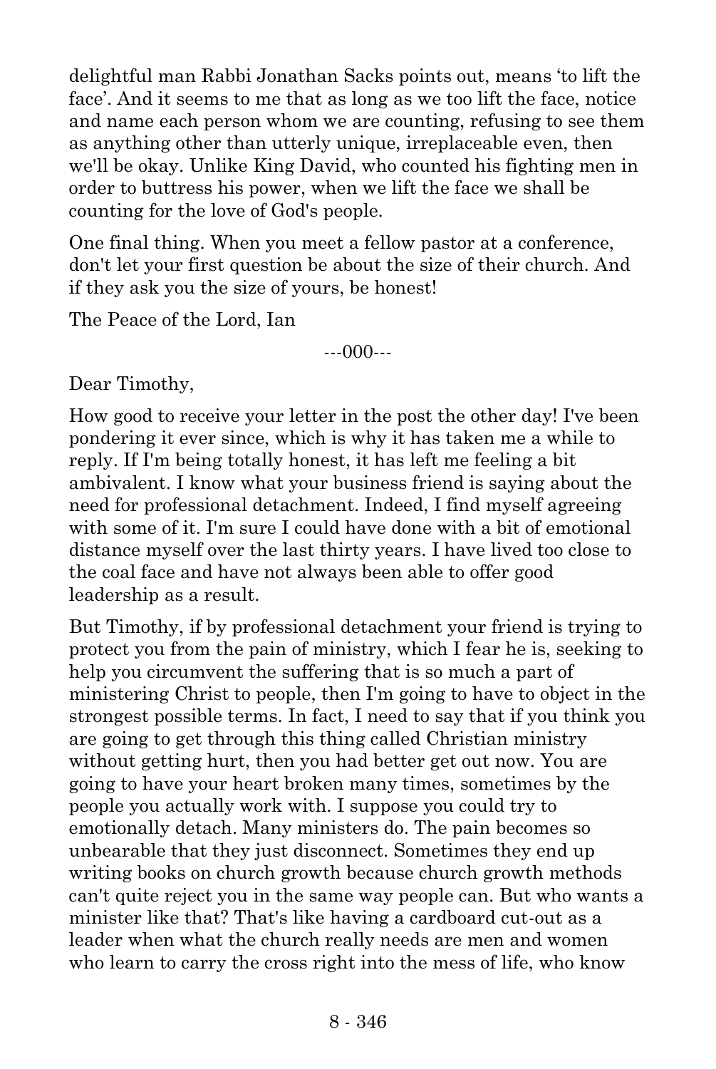delightful man Rabbi Jonathan Sacks points out, means 'to lift the face'. And it seems to me that as long as we too lift the face, notice and name each person whom we are counting, refusing to see them as anything other than utterly unique, irreplaceable even, then we'll be okay. Unlike King David, who counted his fighting men in order to buttress his power, when we lift the face we shall be counting for the love of God's people.

One final thing. When you meet a fellow pastor at a conference, don't let your first question be about the size of their church. And if they ask you the size of yours, be honest!

The Peace of the Lord, Ian

---000---

Dear Timothy,

How good to receive your letter in the post the other day! I've been pondering it ever since, which is why it has taken me a while to reply. If I'm being totally honest, it has left me feeling a bit ambivalent. I know what your business friend is saying about the need for professional detachment. Indeed, I find myself agreeing with some of it. I'm sure I could have done with a bit of emotional distance myself over the last thirty years. I have lived too close to the coal face and have not always been able to offer good leadership as a result.

But Timothy, if by professional detachment your friend is trying to protect you from the pain of ministry, which I fear he is, seeking to help you circumvent the suffering that is so much a part of ministering Christ to people, then I'm going to have to object in the strongest possible terms. In fact, I need to say that if you think you are going to get through this thing called Christian ministry without getting hurt, then you had better get out now. You are going to have your heart broken many times, sometimes by the people you actually work with. I suppose you could try to emotionally detach. Many ministers do. The pain becomes so unbearable that they just disconnect. Sometimes they end up writing books on church growth because church growth methods can't quite reject you in the same way people can. But who wants a minister like that? That's like having a cardboard cut-out as a leader when what the church really needs are men and women who learn to carry the cross right into the mess of life, who know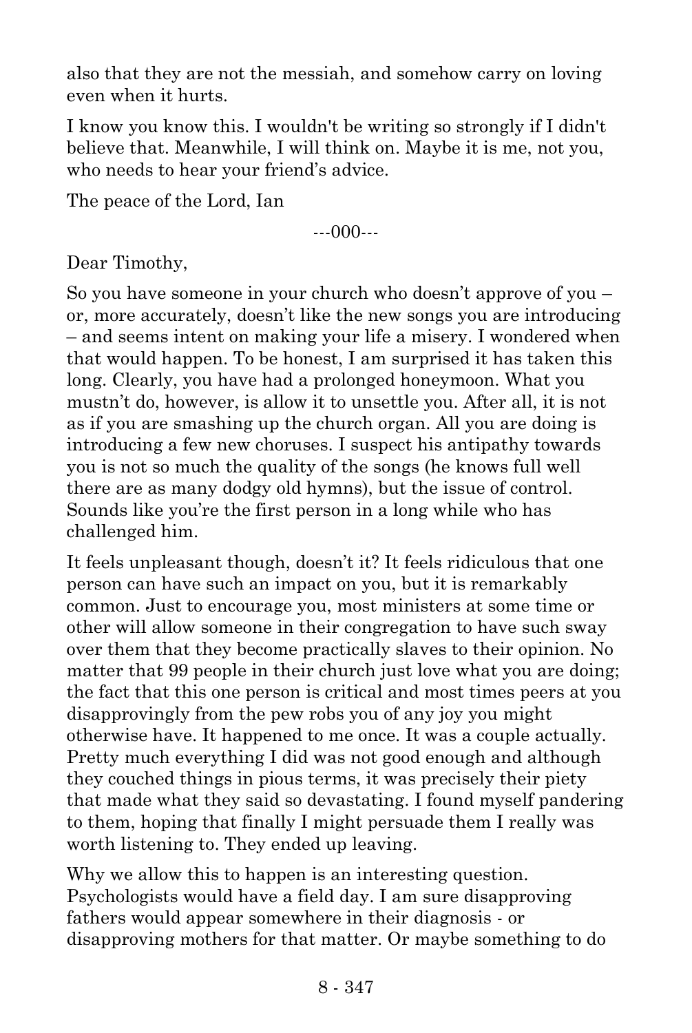also that they are not the messiah, and somehow carry on loving even when it hurts.

I know you know this. I wouldn't be writing so strongly if I didn't believe that. Meanwhile, I will think on. Maybe it is me, not you, who needs to hear your friend's advice.

The peace of the Lord, Ian

---000---

Dear Timothy,

So you have someone in your church who doesn't approve of you – or, more accurately, doesn't like the new songs you are introducing – and seems intent on making your life a misery. I wondered when that would happen. To be honest, I am surprised it has taken this long. Clearly, you have had a prolonged honeymoon. What you mustn't do, however, is allow it to unsettle you. After all, it is not as if you are smashing up the church organ. All you are doing is introducing a few new choruses. I suspect his antipathy towards you is not so much the quality of the songs (he knows full well there are as many dodgy old hymns), but the issue of control. Sounds like you're the first person in a long while who has challenged him.

It feels unpleasant though, doesn't it? It feels ridiculous that one person can have such an impact on you, but it is remarkably common. Just to encourage you, most ministers at some time or other will allow someone in their congregation to have such sway over them that they become practically slaves to their opinion. No matter that 99 people in their church just love what you are doing; the fact that this one person is critical and most times peers at you disapprovingly from the pew robs you of any joy you might otherwise have. It happened to me once. It was a couple actually. Pretty much everything I did was not good enough and although they couched things in pious terms, it was precisely their piety that made what they said so devastating. I found myself pandering to them, hoping that finally I might persuade them I really was worth listening to. They ended up leaving.

Why we allow this to happen is an interesting question. Psychologists would have a field day. I am sure disapproving fathers would appear somewhere in their diagnosis - or disapproving mothers for that matter. Or maybe something to do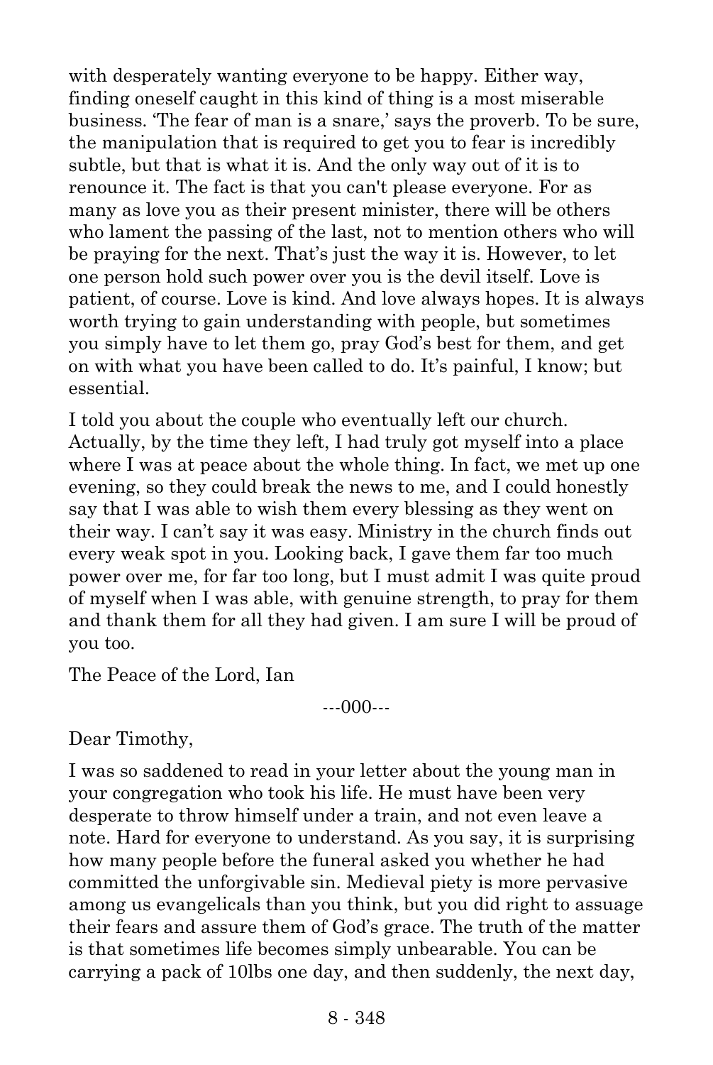with desperately wanting everyone to be happy. Either way, finding oneself caught in this kind of thing is a most miserable business. 'The fear of man is a snare,' says the proverb. To be sure, the manipulation that is required to get you to fear is incredibly subtle, but that is what it is. And the only way out of it is to renounce it. The fact is that you can't please everyone. For as many as love you as their present minister, there will be others who lament the passing of the last, not to mention others who will be praying for the next. That's just the way it is. However, to let one person hold such power over you is the devil itself. Love is patient, of course. Love is kind. And love always hopes. It is always worth trying to gain understanding with people, but sometimes you simply have to let them go, pray God's best for them, and get on with what you have been called to do. It's painful, I know; but essential.

I told you about the couple who eventually left our church. Actually, by the time they left, I had truly got myself into a place where I was at peace about the whole thing. In fact, we met up one evening, so they could break the news to me, and I could honestly say that I was able to wish them every blessing as they went on their way. I can't say it was easy. Ministry in the church finds out every weak spot in you. Looking back, I gave them far too much power over me, for far too long, but I must admit I was quite proud of myself when I was able, with genuine strength, to pray for them and thank them for all they had given. I am sure I will be proud of you too.

The Peace of the Lord, Ian

---000---

Dear Timothy,

I was so saddened to read in your letter about the young man in your congregation who took his life. He must have been very desperate to throw himself under a train, and not even leave a note. Hard for everyone to understand. As you say, it is surprising how many people before the funeral asked you whether he had committed the unforgivable sin. Medieval piety is more pervasive among us evangelicals than you think, but you did right to assuage their fears and assure them of God's grace. The truth of the matter is that sometimes life becomes simply unbearable. You can be carrying a pack of 10lbs one day, and then suddenly, the next day,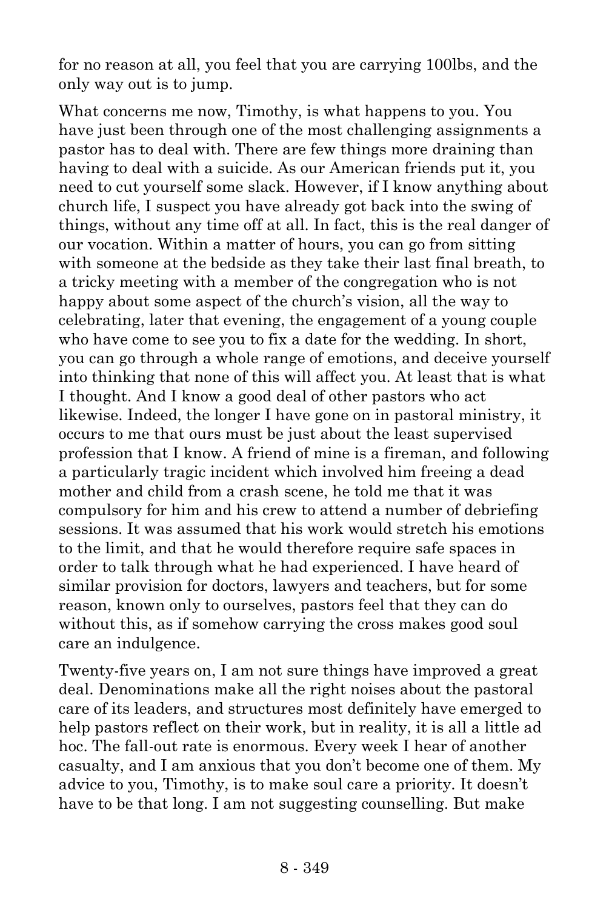for no reason at all, you feel that you are carrying 100lbs, and the only way out is to jump.

What concerns me now, Timothy, is what happens to you. You have just been through one of the most challenging assignments a pastor has to deal with. There are few things more draining than having to deal with a suicide. As our American friends put it, you need to cut yourself some slack. However, if I know anything about church life, I suspect you have already got back into the swing of things, without any time off at all. In fact, this is the real danger of our vocation. Within a matter of hours, you can go from sitting with someone at the bedside as they take their last final breath, to a tricky meeting with a member of the congregation who is not happy about some aspect of the church's vision, all the way to celebrating, later that evening, the engagement of a young couple who have come to see you to fix a date for the wedding. In short, you can go through a whole range of emotions, and deceive yourself into thinking that none of this will affect you. At least that is what I thought. And I know a good deal of other pastors who act likewise. Indeed, the longer I have gone on in pastoral ministry, it occurs to me that ours must be just about the least supervised profession that I know. A friend of mine is a fireman, and following a particularly tragic incident which involved him freeing a dead mother and child from a crash scene, he told me that it was compulsory for him and his crew to attend a number of debriefing sessions. It was assumed that his work would stretch his emotions to the limit, and that he would therefore require safe spaces in order to talk through what he had experienced. I have heard of similar provision for doctors, lawyers and teachers, but for some reason, known only to ourselves, pastors feel that they can do without this, as if somehow carrying the cross makes good soul care an indulgence.

Twenty-five years on, I am not sure things have improved a great deal. Denominations make all the right noises about the pastoral care of its leaders, and structures most definitely have emerged to help pastors reflect on their work, but in reality, it is all a little ad hoc. The fall-out rate is enormous. Every week I hear of another casualty, and I am anxious that you don't become one of them. My advice to you, Timothy, is to make soul care a priority. It doesn't have to be that long. I am not suggesting counselling. But make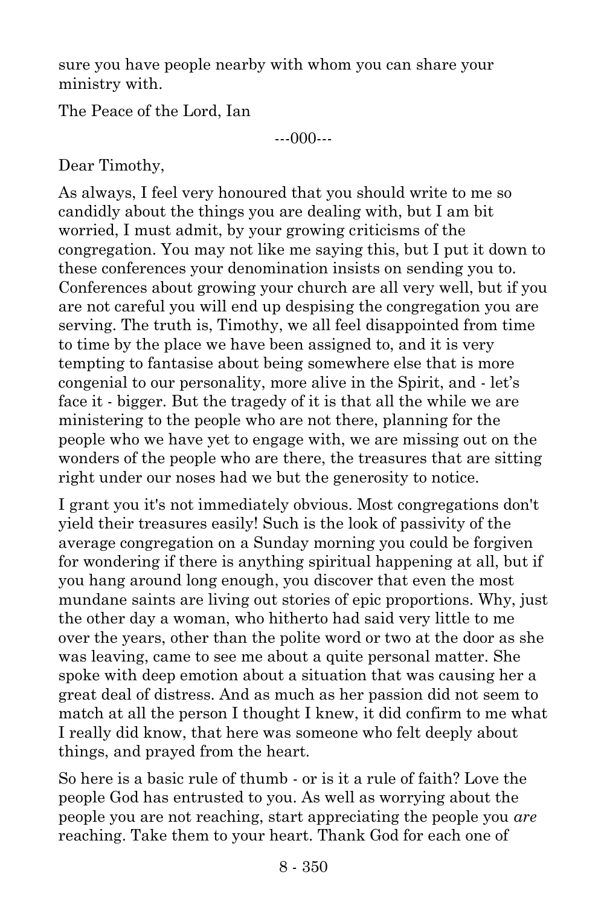sure you have people nearby with whom you can share your ministry with.

The Peace of the Lord, Ian

---000---

Dear Timothy,

As always, I feel very honoured that you should write to me so candidly about the things you are dealing with, but I am bit worried, I must admit, by your growing criticisms of the congregation. You may not like me saying this, but I put it down to these conferences your denomination insists on sending you to. Conferences about growing your church are all very well, but if you are not careful you will end up despising the congregation you are serving. The truth is, Timothy, we all feel disappointed from time to time by the place we have been assigned to, and it is very tempting to fantasise about being somewhere else that is more congenial to our personality, more alive in the Spirit, and - let's face it - bigger. But the tragedy of it is that all the while we are ministering to the people who are not there, planning for the people who we have yet to engage with, we are missing out on the wonders of the people who are there, the treasures that are sitting right under our noses had we but the generosity to notice.

I grant you it's not immediately obvious. Most congregations don't yield their treasures easily! Such is the look of passivity of the average congregation on a Sunday morning you could be forgiven for wondering if there is anything spiritual happening at all, but if you hang around long enough, you discover that even the most mundane saints are living out stories of epic proportions. Why, just the other day a woman, who hitherto had said very little to me over the years, other than the polite word or two at the door as she was leaving, came to see me about a quite personal matter. She spoke with deep emotion about a situation that was causing her a great deal of distress. And as much as her passion did not seem to match at all the person I thought I knew, it did confirm to me what I really did know, that here was someone who felt deeply about things, and prayed from the heart.

So here is a basic rule of thumb - or is it a rule of faith? Love the people God has entrusted to you. As well as worrying about the people you are not reaching, start appreciating the people you *are* reaching. Take them to your heart. Thank God for each one of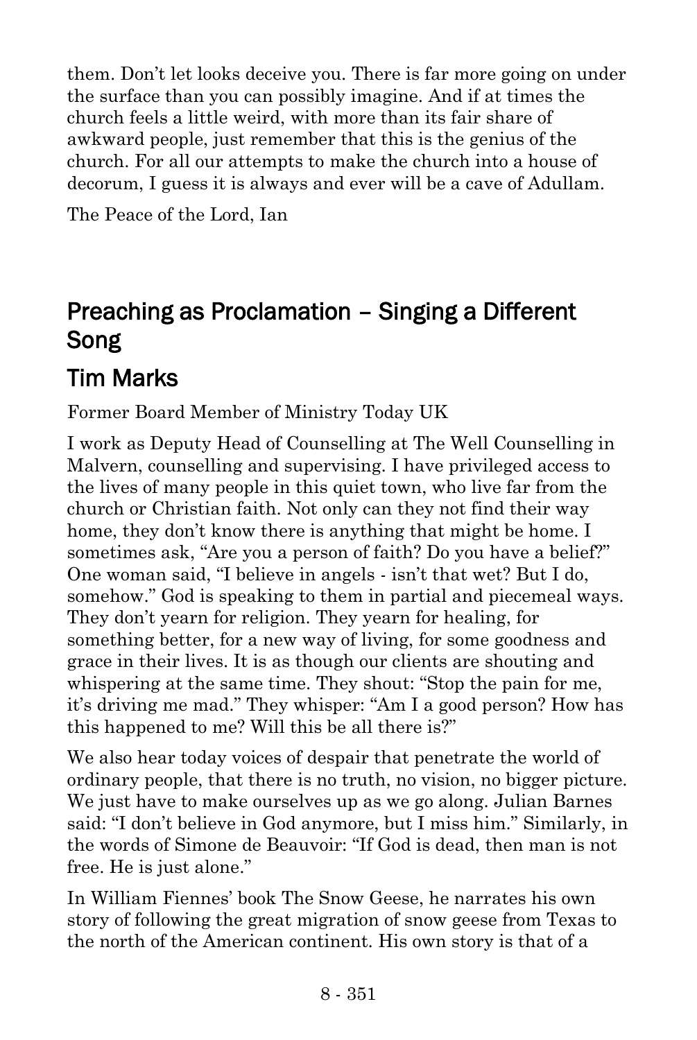them. Don't let looks deceive you. There is far more going on under the surface than you can possibly imagine. And if at times the church feels a little weird, with more than its fair share of awkward people, just remember that this is the genius of the church. For all our attempts to make the church into a house of decorum, I guess it is always and ever will be a cave of Adullam.

The Peace of the Lord, Ian

## Preaching as Proclamation – Singing a Different Song

## Tim Marks

Former Board Member of Ministry Today UK

I work as Deputy Head of Counselling at The Well Counselling in Malvern, counselling and supervising. I have privileged access to the lives of many people in this quiet town, who live far from the church or Christian faith. Not only can they not find their way home, they don't know there is anything that might be home. I sometimes ask, "Are you a person of faith? Do you have a belief?" One woman said, "I believe in angels - isn't that wet? But I do, somehow." God is speaking to them in partial and piecemeal ways. They don't yearn for religion. They yearn for healing, for something better, for a new way of living, for some goodness and grace in their lives. It is as though our clients are shouting and whispering at the same time. They shout: "Stop the pain for me, it's driving me mad." They whisper: "Am I a good person? How has this happened to me? Will this be all there is?"

We also hear today voices of despair that penetrate the world of ordinary people, that there is no truth, no vision, no bigger picture. We just have to make ourselves up as we go along. Julian Barnes said: "I don't believe in God anymore, but I miss him." Similarly, in the words of Simone de Beauvoir: "If God is dead, then man is not free. He is just alone."

In William Fiennes' book The Snow Geese, he narrates his own story of following the great migration of snow geese from Texas to the north of the American continent. His own story is that of a